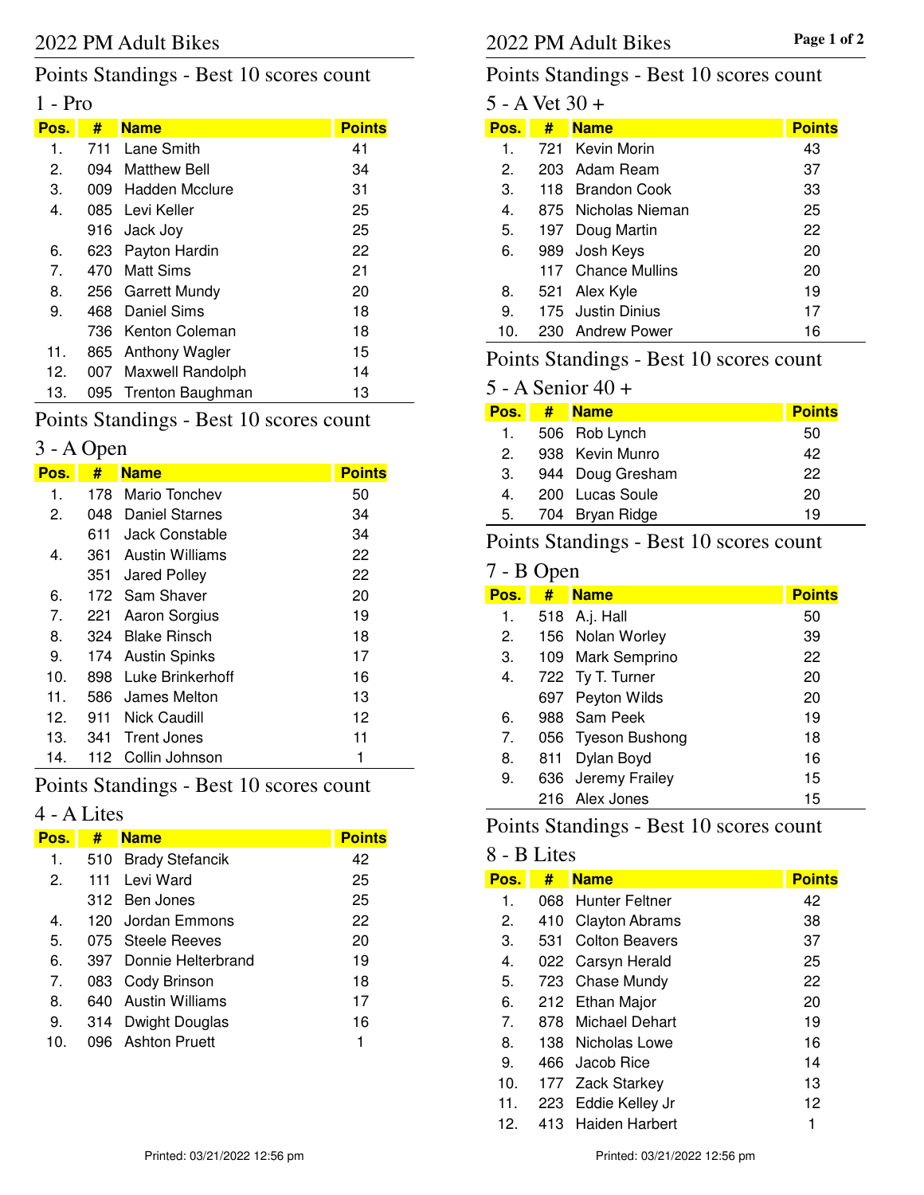# 2022 PM Adult Bikes

## Points Standings - Best 10 scores count

### 1 - Pro

| Pos. | # | Name | Points |
|---|---|---|---|
| 1. | 711 | Lane Smith | 41 |
| 2. | 094 | Matthew Bell | 34 |
| 3. | 009 | Hadden Mcclure | 31 |
| 4. | 085 | Levi Keller | 25 |
| | 916 | Jack Joy | 25 |
| 6. | 623 | Payton Hardin | 22 |
| 7. | 470 | Matt Sims | 21 |
| 8. | 256 | Garrett Mundy | 20 |
| 9. | 468 | Daniel Sims | 18 |
| | 736 | Kenton Coleman | 18 |
| 11. | 865 | Anthony Wagler | 15 |
| 12. | 007 | Maxwell Randolph | 14 |
| 13. | 095 | Trenton Baughman | 13 |

## Points Standings - Best 10 scores count

### 3 - A Open

| Pos. | # | Name | Points |
|---|---|---|---|
| 1. | 178 | Mario Tonchev | 50 |
| 2. | 048 | Daniel Starnes | 34 |
| | 611 | Jack Constable | 34 |
| 4. | 361 | Austin Williams | 22 |
| | 351 | Jared Polley | 22 |
| 6. | 172 | Sam Shaver | 20 |
| 7. | 221 | Aaron Sorgius | 19 |
| 8. | 324 | Blake Rinsch | 18 |
| 9. | 174 | Austin Spinks | 17 |
| 10. | 898 | Luke Brinkerhoff | 16 |
| 11. | 586 | James Melton | 13 |
| 12. | 911 | Nick Caudill | 12 |
| 13. | 341 | Trent Jones | 11 |
| 14. | 112 | Collin Johnson | 1 |

## Points Standings - Best 10 scores count

### 4 - A Lites

| Pos. | # | Name | Points |
|---|---|---|---|
| 1. | 510 | Brady Stefancik | 42 |
| 2. | 111 | Levi Ward | 25 |
| | 312 | Ben Jones | 25 |
| 4. | 120 | Jordan Emmons | 22 |
| 5. | 075 | Steele Reeves | 20 |
| 6. | 397 | Donnie Helterbrand | 19 |
| 7. | 083 | Cody Brinson | 18 |
| 8. | 640 | Austin Williams | 17 |
| 9. | 314 | Dwight Douglas | 16 |
| 10. | 096 | Ashton Pruett | 1 |

## Points Standings - Best 10 scores count

### 5 - A Vet 30 +

| Pos. | # | Name | Points |
|---|---|---|---|
| 1. | 721 | Kevin Morin | 43 |
| 2. | 203 | Adam Ream | 37 |
| 3. | 118 | Brandon Cook | 33 |
| 4. | 875 | Nicholas Nieman | 25 |
| 5. | 197 | Doug Martin | 22 |
| 6. | 989 | Josh Keys | 20 |
| | 117 | Chance Mullins | 20 |
| 8. | 521 | Alex Kyle | 19 |
| 9. | 175 | Justin Dinius | 17 |
| 10. | 230 | Andrew Power | 16 |

## Points Standings - Best 10 scores count

### 5 - A Senior 40 +

| Pos. | # | Name | Points |
|---|---|---|---|
| 1. | 506 | Rob Lynch | 50 |
| 2. | 938 | Kevin Munro | 42 |
| 3. | 944 | Doug Gresham | 22 |
| 4. | 200 | Lucas Soule | 20 |
| 5. | 704 | Bryan Ridge | 19 |

## Points Standings - Best 10 scores count

### 7 - B Open

| Pos. | # | Name | Points |
|---|---|---|---|
| 1. | 518 | A.j. Hall | 50 |
| 2. | 156 | Nolan Worley | 39 |
| 3. | 109 | Mark Semprino | 22 |
| 4. | 722 | Ty T. Turner | 20 |
| | 697 | Peyton Wilds | 20 |
| 6. | 988 | Sam Peek | 19 |
| 7. | 056 | Tyeson Bushong | 18 |
| 8. | 811 | Dylan Boyd | 16 |
| 9. | 636 | Jeremy Frailey | 15 |
| | 216 | Alex Jones | 15 |

## Points Standings - Best 10 scores count

### 8 - B Lites

| Pos. | # | Name | Points |
|---|---|---|---|
| 1. | 068 | Hunter Feltner | 42 |
| 2. | 410 | Clayton Abrams | 38 |
| 3. | 531 | Colton Beavers | 37 |
| 4. | 022 | Carsyn Herald | 25 |
| 5. | 723 | Chase Mundy | 22 |
| 6. | 212 | Ethan Major | 20 |
| 7. | 878 | Michael Dehart | 19 |
| 8. | 138 | Nicholas Lowe | 16 |
| 9. | 466 | Jacob Rice | 14 |
| 10. | 177 | Zack Starkey | 13 |
| 11. | 223 | Eddie Kelley Jr | 12 |
| 12. | 413 | Haiden Harbert | 1 |

Printed: 03/21/2022 12:56 pm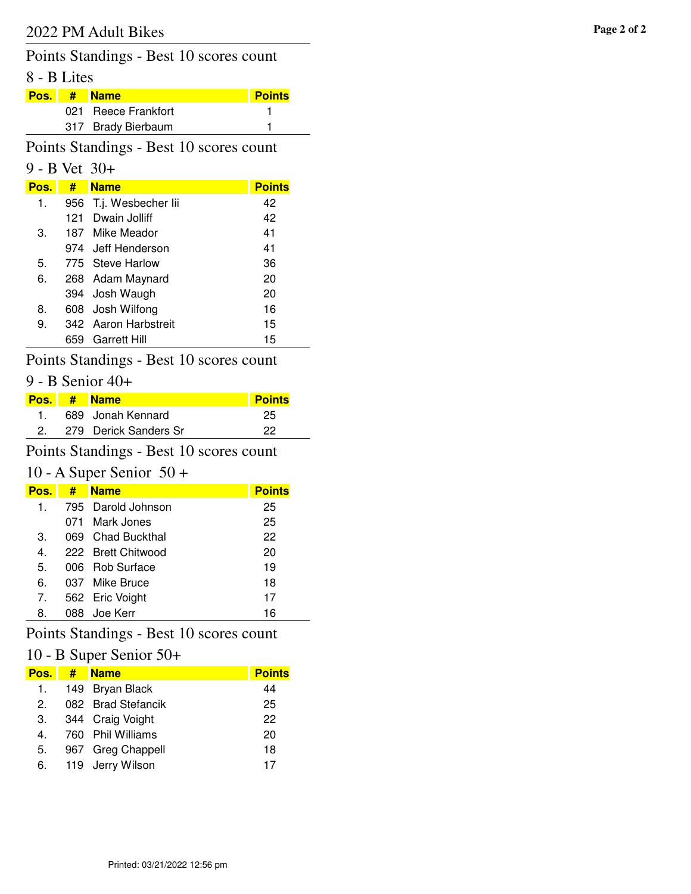# 2022 PM Adult Bikes

## Points Standings - Best 10 scores count

### 8 - B Lites

| Pos. | # | Name | Points |
|---|---|---|---|
| | 021 | Reece Frankfort | 1 |
| | 317 | Brady Bierbaum | 1 |

## Points Standings - Best 10 scores count

### 9 - B Vet 30+

| Pos. | # | Name | Points |
|---|---|---|---|
| 1. | 956 | T.j. Wesbecher Iii | 42 |
| | 121 | Dwain Jolliff | 42 |
| 3. | 187 | Mike Meador | 41 |
| | 974 | Jeff Henderson | 41 |
| 5. | 775 | Steve Harlow | 36 |
| 6. | 268 | Adam Maynard | 20 |
| | 394 | Josh Waugh | 20 |
| 8. | 608 | Josh Wilfong | 16 |
| 9. | 342 | Aaron Harbstreit | 15 |
| | 659 | Garrett Hill | 15 |

## Points Standings - Best 10 scores count

### 9 - B Senior 40+

| Pos. | # | Name | Points |
|---|---|---|---|
| 1. | 689 | Jonah Kennard | 25 |
| 2. | 279 | Derick Sanders Sr | 22 |

## Points Standings - Best 10 scores count

### 10 - A Super Senior 50 +

| Pos. | # | Name | Points |
|---|---|---|---|
| 1. | 795 | Darold Johnson | 25 |
| | 071 | Mark Jones | 25 |
| 3. | 069 | Chad Buckthal | 22 |
| 4. | 222 | Brett Chitwood | 20 |
| 5. | 006 | Rob Surface | 19 |
| 6. | 037 | Mike Bruce | 18 |
| 7. | 562 | Eric Voight | 17 |
| 8. | 088 | Joe Kerr | 16 |

## Points Standings - Best 10 scores count

### 10 - B Super Senior 50+

| Pos. | # | Name | Points |
|---|---|---|---|
| 1. | 149 | Bryan Black | 44 |
| 2. | 082 | Brad Stefancik | 25 |
| 3. | 344 | Craig Voight | 22 |
| 4. | 760 | Phil Williams | 20 |
| 5. | 967 | Greg Chappell | 18 |
| 6. | 119 | Jerry Wilson | 17 |

Printed: 03/21/2022 12:56 pm